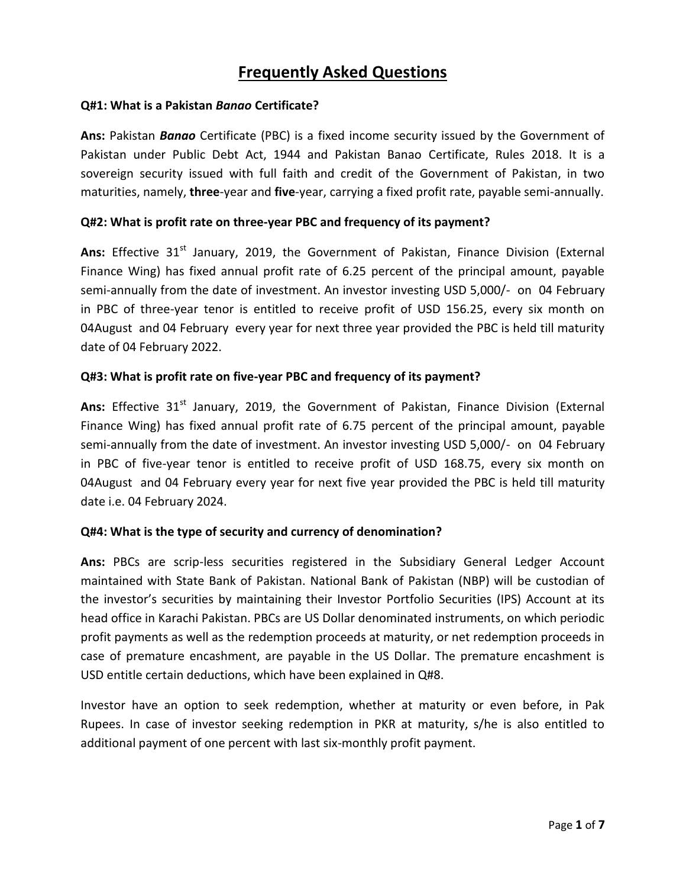# Frequently Asked Questions

**Q#1: What is a Pakistan *Banao* Certificate?**

**Ans:** Pakistan ***Banao*** Certificate (PBC) is a fixed income security issued by the Government of Pakistan under Public Debt Act, 1944 and Pakistan Banao Certificate, Rules 2018. It is a sovereign security issued with full faith and credit of the Government of Pakistan, in two maturities, namely, **three**-year and **five**-year, carrying a fixed profit rate, payable semi-annually.

**Q#2: What is profit rate on three-year PBC and frequency of its payment?**

**Ans:** Effective 31st January, 2019, the Government of Pakistan, Finance Division (External Finance Wing) has fixed annual profit rate of 6.25 percent of the principal amount, payable semi-annually from the date of investment. An investor investing USD 5,000/- on 04 February in PBC of three-year tenor is entitled to receive profit of USD 156.25, every six month on 04August and 04 February every year for next three year provided the PBC is held till maturity date of 04 February 2022.

**Q#3: What is profit rate on five-year PBC and frequency of its payment?**

**Ans:** Effective 31st January, 2019, the Government of Pakistan, Finance Division (External Finance Wing) has fixed annual profit rate of 6.75 percent of the principal amount, payable semi-annually from the date of investment. An investor investing USD 5,000/- on 04 February in PBC of five-year tenor is entitled to receive profit of USD 168.75, every six month on 04August and 04 February every year for next five year provided the PBC is held till maturity date i.e. 04 February 2024.

**Q#4: What is the type of security and currency of denomination?**

**Ans:** PBCs are scrip-less securities registered in the Subsidiary General Ledger Account maintained with State Bank of Pakistan. National Bank of Pakistan (NBP) will be custodian of the investor's securities by maintaining their Investor Portfolio Securities (IPS) Account at its head office in Karachi Pakistan. PBCs are US Dollar denominated instruments, on which periodic profit payments as well as the redemption proceeds at maturity, or net redemption proceeds in case of premature encashment, are payable in the US Dollar. The premature encashment is USD entitle certain deductions, which have been explained in Q#8.

Investor have an option to seek redemption, whether at maturity or even before, in Pak Rupees. In case of investor seeking redemption in PKR at maturity, s/he is also entitled to additional payment of one percent with last six-monthly profit payment.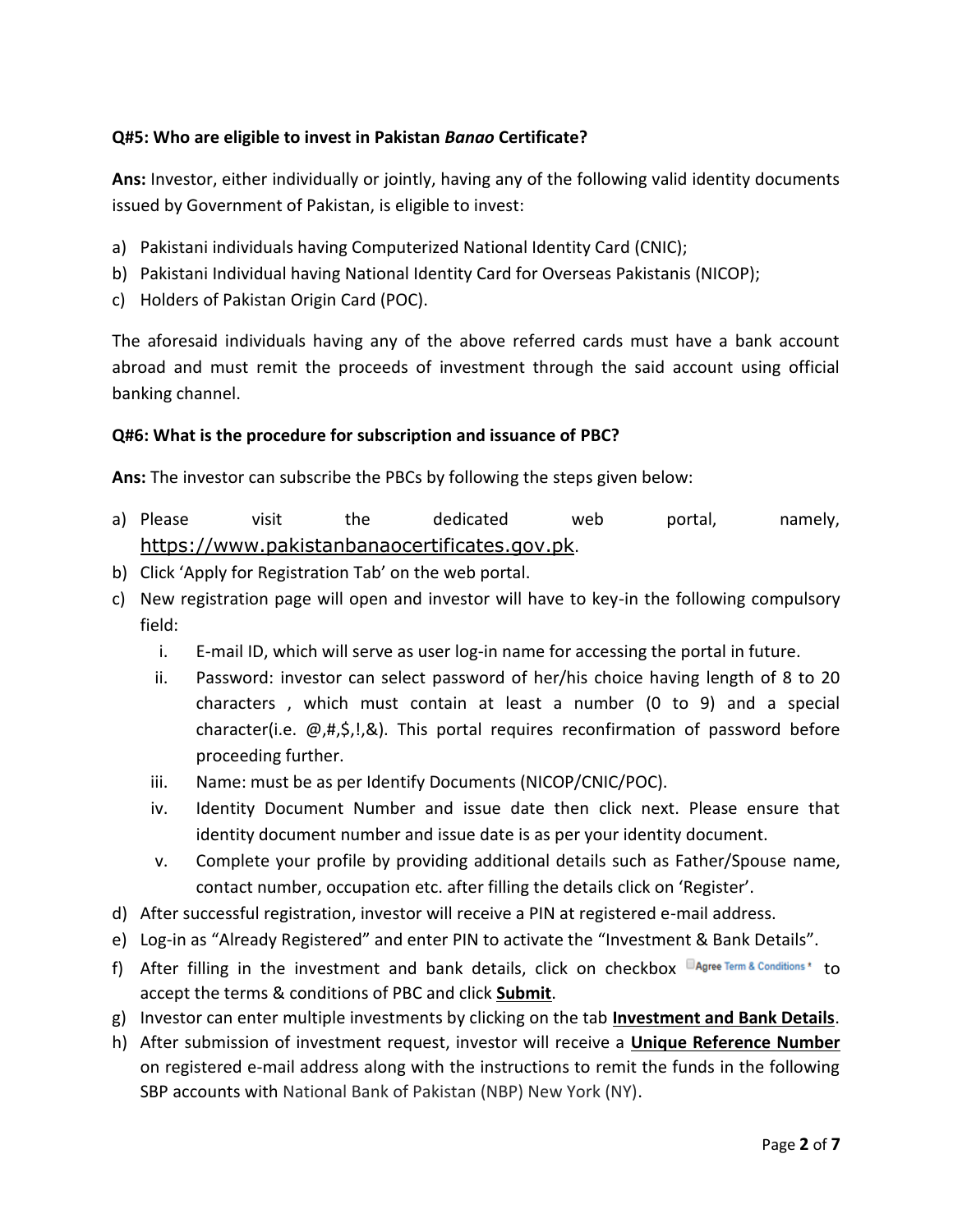**Q#5: Who are eligible to invest in Pakistan *Banao* Certificate?**

**Ans:** Investor, either individually or jointly, having any of the following valid identity documents issued by Government of Pakistan, is eligible to invest:

a) Pakistani individuals having Computerized National Identity Card (CNIC);
b) Pakistani Individual having National Identity Card for Overseas Pakistanis (NICOP);
c) Holders of Pakistan Origin Card (POC).

The aforesaid individuals having any of the above referred cards must have a bank account abroad and must remit the proceeds of investment through the said account using official banking channel.

**Q#6: What is the procedure for subscription and issuance of PBC?**

**Ans:** The investor can subscribe the PBCs by following the steps given below:

a) Please visit the dedicated web portal, namely, https://www.pakistanbanaocertificates.gov.pk.
b) Click 'Apply for Registration Tab' on the web portal.
c) New registration page will open and investor will have to key-in the following compulsory field:
    i. E-mail ID, which will serve as user log-in name for accessing the portal in future.
    ii. Password: investor can select password of her/his choice having length of 8 to 20 characters , which must contain at least a number (0 to 9) and a special character(i.e. @,#,$,!,&). This portal requires reconfirmation of password before proceeding further.
    iii. Name: must be as per Identify Documents (NICOP/CNIC/POC).
    iv. Identity Document Number and issue date then click next. Please ensure that identity document number and issue date is as per your identity document.
    v. Complete your profile by providing additional details such as Father/Spouse name, contact number, occupation etc. after filling the details click on 'Register'.
d) After successful registration, investor will receive a PIN at registered e-mail address.
e) Log-in as "Already Registered" and enter PIN to activate the "Investment & Bank Details".
f) After filling in the investment and bank details, click on checkbox Agree Term & Conditions * to accept the terms & conditions of PBC and click **Submit**.
g) Investor can enter multiple investments by clicking on the tab **Investment and Bank Details**.
h) After submission of investment request, investor will receive a **Unique Reference Number** on registered e-mail address along with the instructions to remit the funds in the following SBP accounts with National Bank of Pakistan (NBP) New York (NY).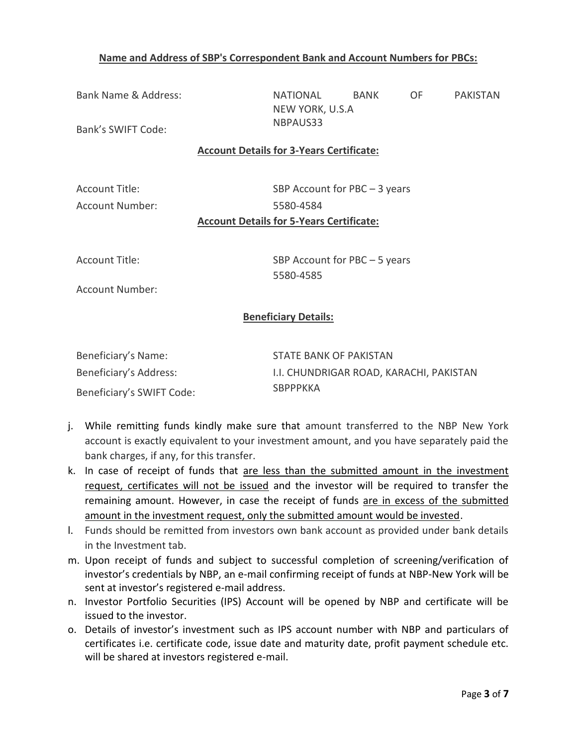**<u>Name and Address of SBP's Correspondent Bank and Account Numbers for PBCs:</u>**

| | |
|---|---|
| Bank Name & Address: | NATIONAL BANK OF PAKISTAN NEW YORK, U.S.A |
| Bank's SWIFT Code: | NBPAUS33 |

**<u>Account Details for 3-Years Certificate:</u>**

| | |
|---|---|
| Account Title: | SBP Account for PBC – 3 years |
| Account Number: | 5580-4584 |

**<u>Account Details for 5-Years Certificate:</u>**

| | |
|---|---|
| Account Title: | SBP Account for PBC – 5 years |
| Account Number: | 5580-4585 |

**<u>Beneficiary Details:</u>**

| | |
|---|---|
| Beneficiary's Name: | STATE BANK OF PAKISTAN |
| Beneficiary's Address: | I.I. CHUNDRIGAR ROAD, KARACHI, PAKISTAN |
| Beneficiary's SWIFT Code: | SBPPPKKA |

j. While remitting funds kindly make sure that amount transferred to the NBP New York account is exactly equivalent to your investment amount, and you have separately paid the bank charges, if any, for this transfer.

k. In case of receipt of funds that <u>are less than the submitted amount in the investment request, certificates will not be issued</u> and the investor will be required to transfer the remaining amount. However, in case the receipt of funds <u>are in excess of the submitted amount in the investment request, only the submitted amount would be invested</u>.

l. Funds should be remitted from investors own bank account as provided under bank details in the Investment tab.

m. Upon receipt of funds and subject to successful completion of screening/verification of investor's credentials by NBP, an e-mail confirming receipt of funds at NBP-New York will be sent at investor's registered e-mail address.

n. Investor Portfolio Securities (IPS) Account will be opened by NBP and certificate will be issued to the investor.

o. Details of investor's investment such as IPS account number with NBP and particulars of certificates i.e. certificate code, issue date and maturity date, profit payment schedule etc. will be shared at investors registered e-mail.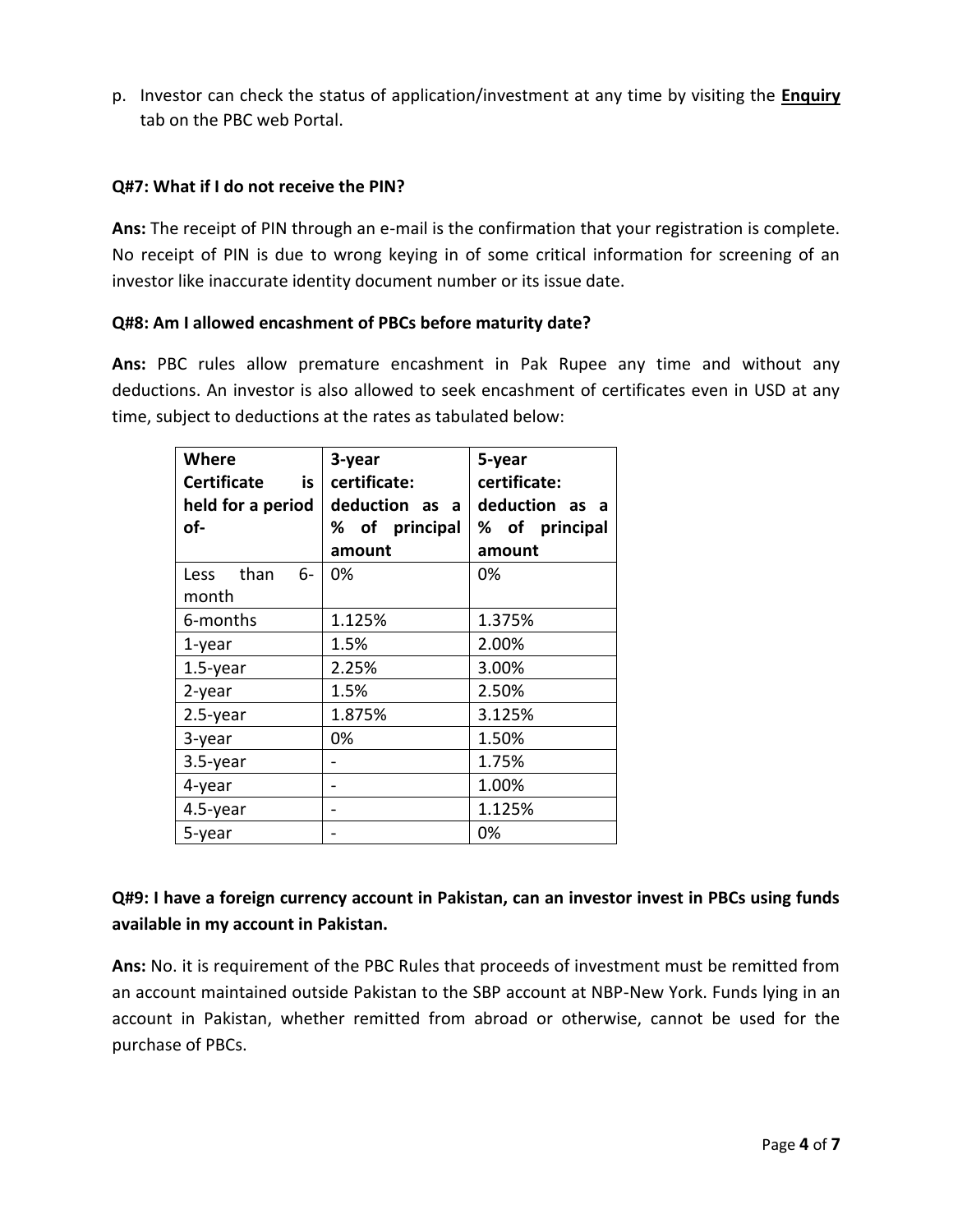p. Investor can check the status of application/investment at any time by visiting the **Enquiry** tab on the PBC web Portal.

**Q#7: What if I do not receive the PIN?**

**Ans:** The receipt of PIN through an e-mail is the confirmation that your registration is complete. No receipt of PIN is due to wrong keying in of some critical information for screening of an investor like inaccurate identity document number or its issue date.

**Q#8: Am I allowed encashment of PBCs before maturity date?**

**Ans:** PBC rules allow premature encashment in Pak Rupee any time and without any deductions. An investor is also allowed to seek encashment of certificates even in USD at any time, subject to deductions at the rates as tabulated below:

| Where Certificate is held for a period of- | 3-year certificate: deduction as a % of principal amount | 5-year certificate: deduction as a % of principal amount |
|---|---|---|
| Less than 6-month | 0% | 0% |
| 6-months | 1.125% | 1.375% |
| 1-year | 1.5% | 2.00% |
| 1.5-year | 2.25% | 3.00% |
| 2-year | 1.5% | 2.50% |
| 2.5-year | 1.875% | 3.125% |
| 3-year | 0% | 1.50% |
| 3.5-year | - | 1.75% |
| 4-year | - | 1.00% |
| 4.5-year | - | 1.125% |
| 5-year | - | 0% |

**Q#9: I have a foreign currency account in Pakistan, can an investor invest in PBCs using funds available in my account in Pakistan.**

**Ans:** No. it is requirement of the PBC Rules that proceeds of investment must be remitted from an account maintained outside Pakistan to the SBP account at NBP-New York. Funds lying in an account in Pakistan, whether remitted from abroad or otherwise, cannot be used for the purchase of PBCs.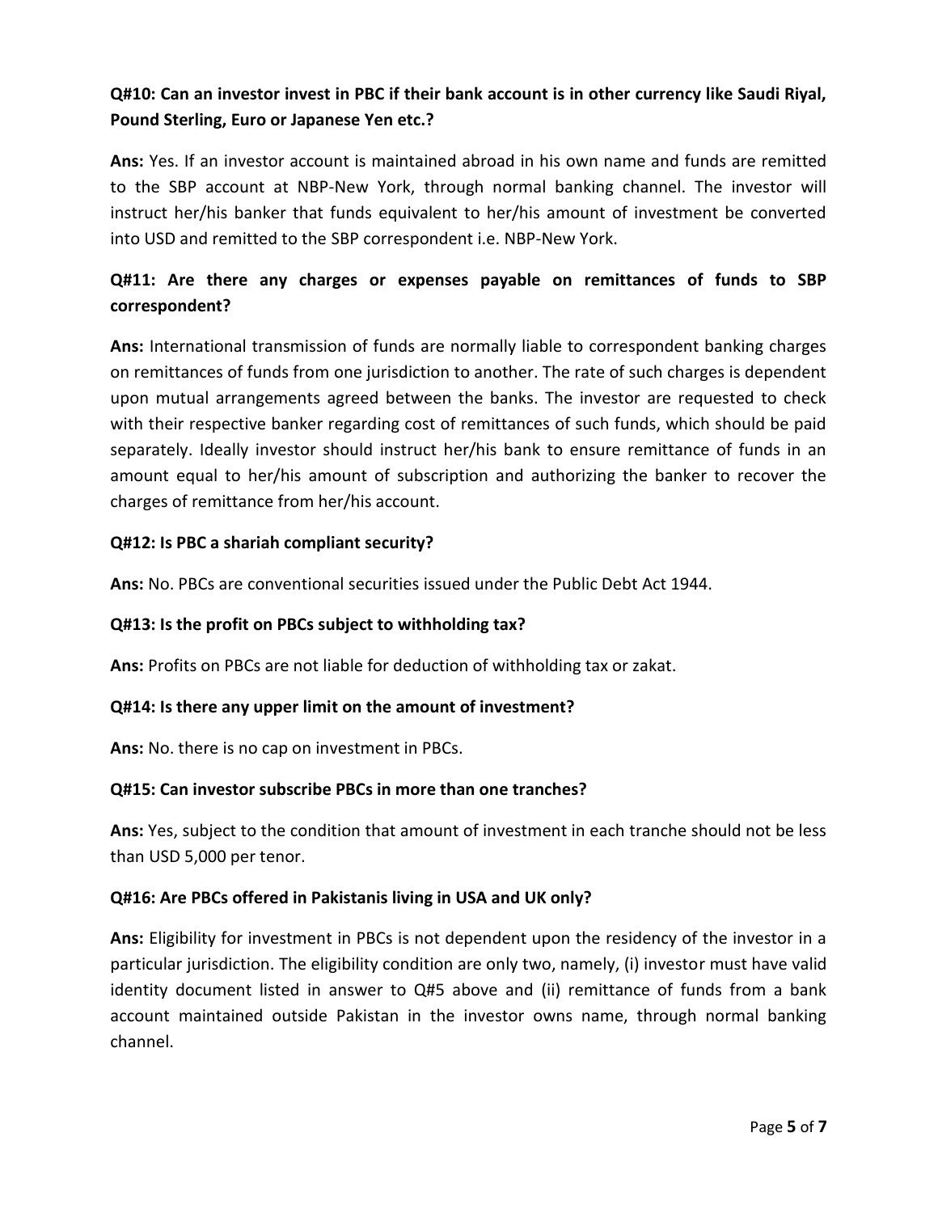**Q#10: Can an investor invest in PBC if their bank account is in other currency like Saudi Riyal, Pound Sterling, Euro or Japanese Yen etc.?**

**Ans:** Yes. If an investor account is maintained abroad in his own name and funds are remitted to the SBP account at NBP-New York, through normal banking channel. The investor will instruct her/his banker that funds equivalent to her/his amount of investment be converted into USD and remitted to the SBP correspondent i.e. NBP-New York.

**Q#11: Are there any charges or expenses payable on remittances of funds to SBP correspondent?**

**Ans:** International transmission of funds are normally liable to correspondent banking charges on remittances of funds from one jurisdiction to another. The rate of such charges is dependent upon mutual arrangements agreed between the banks. The investor are requested to check with their respective banker regarding cost of remittances of such funds, which should be paid separately. Ideally investor should instruct her/his bank to ensure remittance of funds in an amount equal to her/his amount of subscription and authorizing the banker to recover the charges of remittance from her/his account.

**Q#12: Is PBC a shariah compliant security?**

**Ans:** No. PBCs are conventional securities issued under the Public Debt Act 1944.

**Q#13: Is the profit on PBCs subject to withholding tax?**

**Ans:** Profits on PBCs are not liable for deduction of withholding tax or zakat.

**Q#14: Is there any upper limit on the amount of investment?**

**Ans:** No. there is no cap on investment in PBCs.

**Q#15: Can investor subscribe PBCs in more than one tranches?**

**Ans:** Yes, subject to the condition that amount of investment in each tranche should not be less than USD 5,000 per tenor.

**Q#16: Are PBCs offered in Pakistanis living in USA and UK only?**

**Ans:** Eligibility for investment in PBCs is not dependent upon the residency of the investor in a particular jurisdiction. The eligibility condition are only two, namely, (i) investor must have valid identity document listed in answer to Q#5 above and (ii) remittance of funds from a bank account maintained outside Pakistan in the investor owns name, through normal banking channel.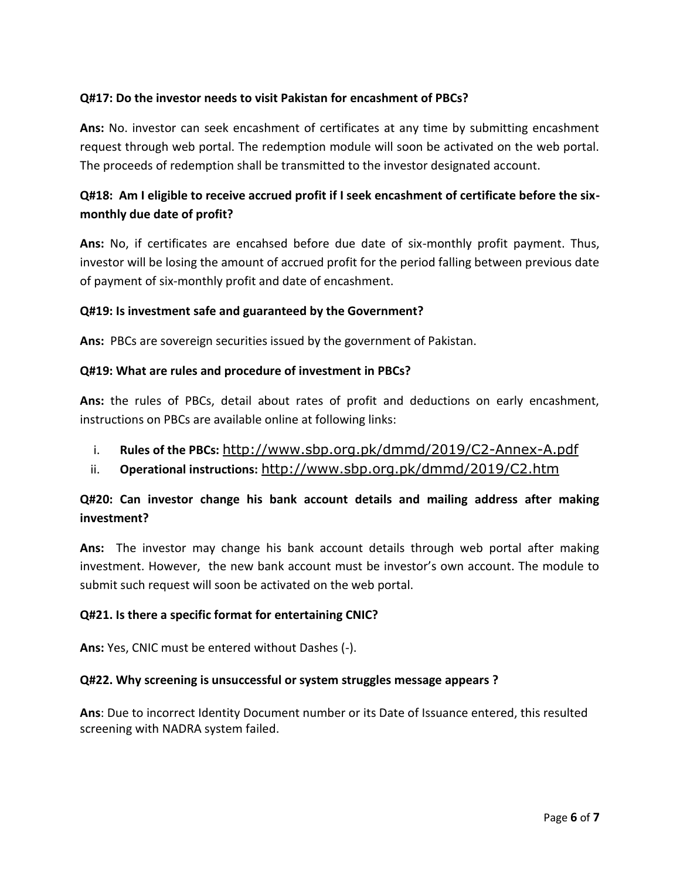**Q#17: Do the investor needs to visit Pakistan for encashment of PBCs?**

**Ans:** No. investor can seek encashment of certificates at any time by submitting encashment request through web portal. The redemption module will soon be activated on the web portal. The proceeds of redemption shall be transmitted to the investor designated account.

**Q#18: Am I eligible to receive accrued profit if I seek encashment of certificate before the six-monthly due date of profit?**

**Ans:** No, if certificates are encahsed before due date of six-monthly profit payment. Thus, investor will be losing the amount of accrued profit for the period falling between previous date of payment of six-monthly profit and date of encashment.

**Q#19: Is investment safe and guaranteed by the Government?**

**Ans:** PBCs are sovereign securities issued by the government of Pakistan.

**Q#19: What are rules and procedure of investment in PBCs?**

**Ans:** the rules of PBCs, detail about rates of profit and deductions on early encashment, instructions on PBCs are available online at following links:

i. **Rules of the PBCs:** http://www.sbp.org.pk/dmmd/2019/C2-Annex-A.pdf
ii. **Operational instructions:** http://www.sbp.org.pk/dmmd/2019/C2.htm

**Q#20: Can investor change his bank account details and mailing address after making investment?**

**Ans:** The investor may change his bank account details through web portal after making investment. However, the new bank account must be investor's own account. The module to submit such request will soon be activated on the web portal.

**Q#21. Is there a specific format for entertaining CNIC?**

**Ans:** Yes, CNIC must be entered without Dashes (-).

**Q#22. Why screening is unsuccessful or system struggles message appears ?**

**Ans**: Due to incorrect Identity Document number or its Date of Issuance entered, this resulted screening with NADRA system failed.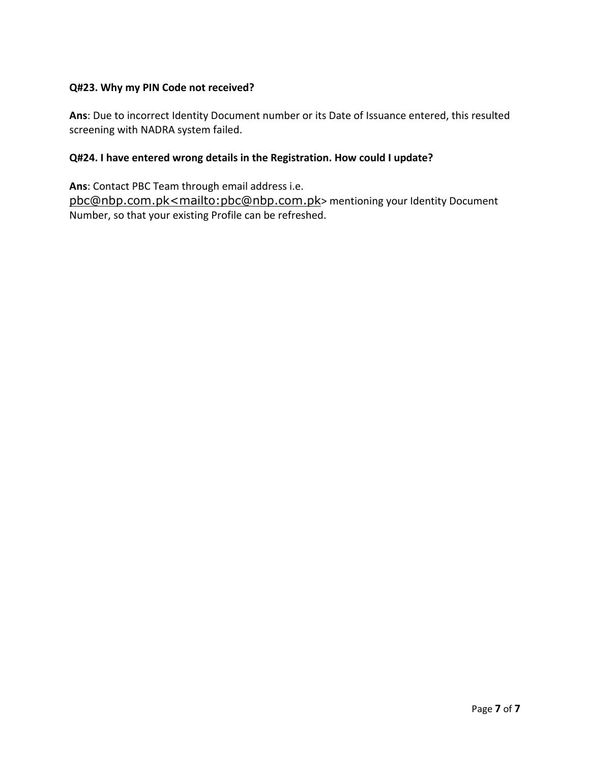**Q#23. Why my PIN Code not received?**

**Ans**: Due to incorrect Identity Document number or its Date of Issuance entered, this resulted screening with NADRA system failed.

**Q#24. I have entered wrong details in the Registration. How could I update?**

**Ans**: Contact PBC Team through email address i.e. pbc@nbp.com.pk<mailto:pbc@nbp.com.pk> mentioning your Identity Document Number, so that your existing Profile can be refreshed.